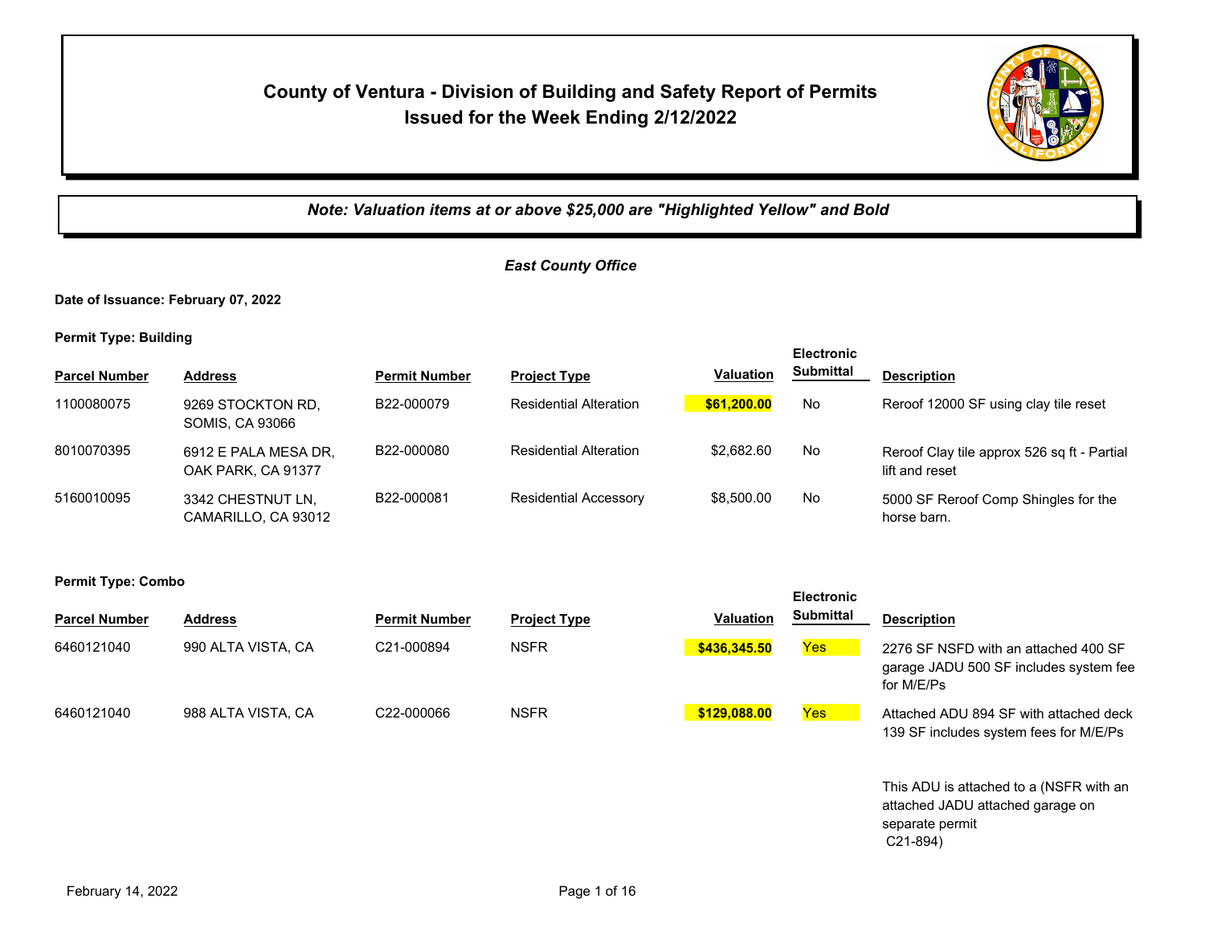# County of Ventura - Division of Building and Safety Report of Permits Issued for the Week Ending 2/12/2022

***Note: Valuation items at or above $25,000 are "Highlighted Yellow" and Bold***

*East County Office*

**Date of Issuance: February 07, 2022**

**Permit Type: Building**

| Parcel Number | Address | Permit Number | Project Type | Valuation | Electronic Submittal | Description |
|---|---|---|---|---|---|---|
| 1100080075 | 9269 STOCKTON RD, SOMIS, CA 93066 | B22-000079 | Residential Alteration | **$61,200.00** | No | Reroof 12000 SF using clay tile reset |
| 8010070395 | 6912 E PALA MESA DR, OAK PARK, CA 91377 | B22-000080 | Residential Alteration | $2,682.60 | No | Reroof Clay tile approx 526 sq ft - Partial lift and reset |
| 5160010095 | 3342 CHESTNUT LN, CAMARILLO, CA 93012 | B22-000081 | Residential Accessory | $8,500.00 | No | 5000 SF Reroof Comp Shingles for the horse barn. |

**Permit Type: Combo**

| Parcel Number | Address | Permit Number | Project Type | Valuation | Electronic Submittal | Description |
|---|---|---|---|---|---|---|
| 6460121040 | 990 ALTA VISTA, CA | C21-000894 | NSFR | **$436,345.50** | Yes | 2276 SF NSFD with an attached 400 SF garage JADU 500 SF includes system fee for M/E/Ps |
| 6460121040 | 988 ALTA VISTA, CA | C22-000066 | NSFR | **$129,088.00** | Yes | Attached ADU 894 SF with attached deck 139 SF includes system fees for M/E/Ps<br><br>This ADU is attached to a (NSFR with an attached JADU attached garage on separate permit C21-894) |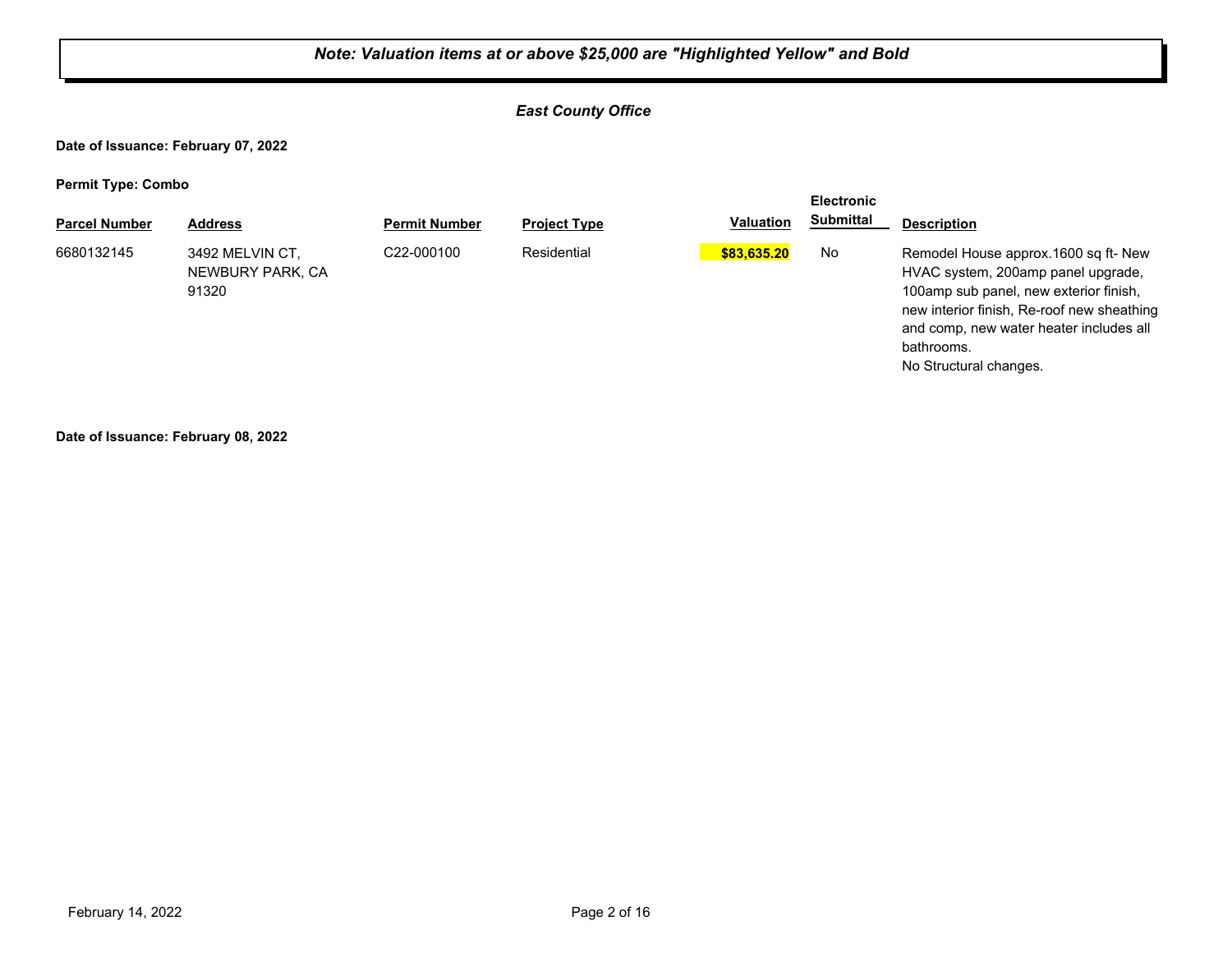***Note: Valuation items at or above $25,000 are "Highlighted Yellow" and Bold***

***East County Office***

**Date of Issuance: February 07, 2022**

**Permit Type: Combo**

| Parcel Number | Address | Permit Number | Project Type | Valuation | Electronic Submittal | Description |
|---|---|---|---|---|---|---|
| 6680132145 | 3492 MELVIN CT, NEWBURY PARK, CA 91320 | C22-000100 | Residential | **$83,635.20** | No | Remodel House approx.1600 sq ft- New HVAC system, 200amp panel upgrade, 100amp sub panel, new exterior finish, new interior finish, Re-roof new sheathing and comp, new water heater includes all bathrooms. No Structural changes. |

**Date of Issuance: February 08, 2022**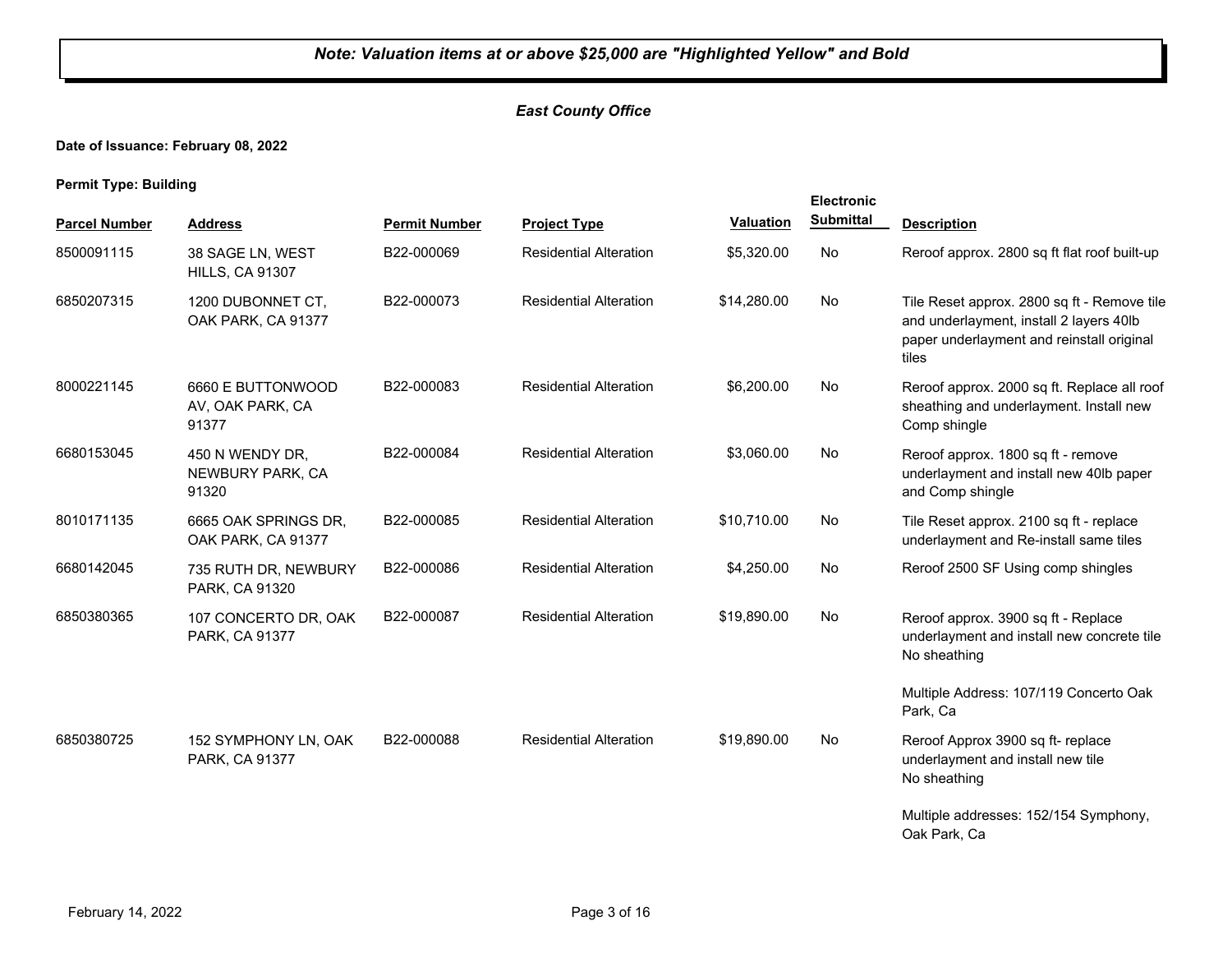*Note: Valuation items at or above $25,000 are "Highlighted Yellow" and Bold*

*East County Office*

**Date of Issuance: February 08, 2022**

**Permit Type: Building**

| Parcel Number | Address | Permit Number | Project Type | Valuation | Electronic Submittal | Description |
|---|---|---|---|---|---|---|
| 8500091115 | 38 SAGE LN, WEST HILLS, CA 91307 | B22-000069 | Residential Alteration | $5,320.00 | No | Reroof approx. 2800 sq ft flat roof built-up |
| 6850207315 | 1200 DUBONNET CT, OAK PARK, CA 91377 | B22-000073 | Residential Alteration | $14,280.00 | No | Tile Reset approx. 2800 sq ft - Remove tile and underlayment, install 2 layers 40lb paper underlayment and reinstall original tiles |
| 8000221145 | 6660 E BUTTONWOOD AV, OAK PARK, CA 91377 | B22-000083 | Residential Alteration | $6,200.00 | No | Reroof approx. 2000 sq ft. Replace all roof sheathing and underlayment. Install new Comp shingle |
| 6680153045 | 450 N WENDY DR, NEWBURY PARK, CA 91320 | B22-000084 | Residential Alteration | $3,060.00 | No | Reroof approx. 1800 sq ft - remove underlayment and install new 40lb paper and Comp shingle |
| 8010171135 | 6665 OAK SPRINGS DR, OAK PARK, CA 91377 | B22-000085 | Residential Alteration | $10,710.00 | No | Tile Reset approx. 2100 sq ft - replace underlayment and Re-install same tiles |
| 6680142045 | 735 RUTH DR, NEWBURY PARK, CA 91320 | B22-000086 | Residential Alteration | $4,250.00 | No | Reroof 2500 SF Using comp shingles |
| 6850380365 | 107 CONCERTO DR, OAK PARK, CA 91377 | B22-000087 | Residential Alteration | $19,890.00 | No | Reroof approx. 3900 sq ft - Replace underlayment and install new concrete tile No sheathing<br><br>Multiple Address: 107/119 Concerto Oak Park, Ca |
| 6850380725 | 152 SYMPHONY LN, OAK PARK, CA 91377 | B22-000088 | Residential Alteration | $19,890.00 | No | Reroof Approx 3900 sq ft- replace underlayment and install new tile No sheathing<br><br>Multiple addresses: 152/154 Symphony, Oak Park, Ca |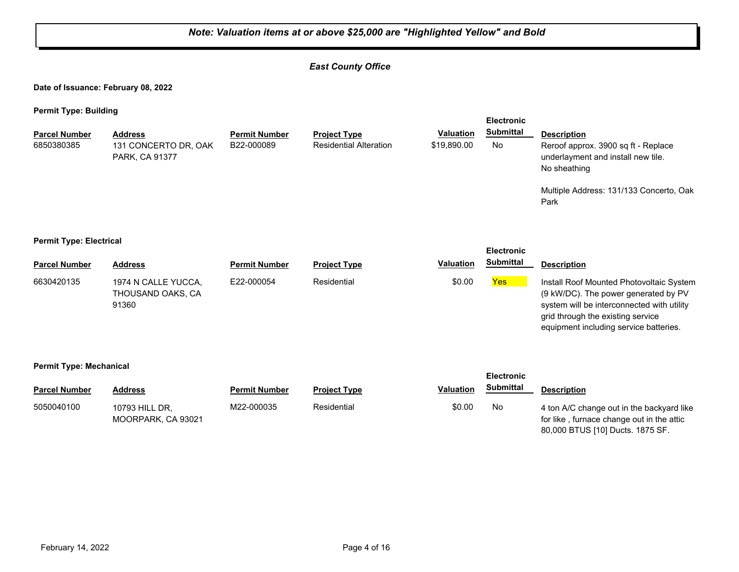*Note: Valuation items at or above $25,000 are "Highlighted Yellow" and Bold*

## *East County Office*

**Date of Issuance: February 08, 2022**

**Permit Type: Building**

| Parcel Number | Address | Permit Number | Project Type | Valuation | Electronic Submittal | Description |
|---|---|---|---|---|---|---|
| 6850380385 | 131 CONCERTO DR, OAK PARK, CA 91377 | B22-000089 | Residential Alteration | $19,890.00 | No | Reroof approx. 3900 sq ft - Replace underlayment and install new tile. No sheathing<br><br>Multiple Address: 131/133 Concerto, Oak Park |

**Permit Type: Electrical**

| Parcel Number | Address | Permit Number | Project Type | Valuation | Electronic Submittal | Description |
|---|---|---|---|---|---|---|
| 6630420135 | 1974 N CALLE YUCCA, THOUSAND OAKS, CA 91360 | E22-000054 | Residential | $0.00 | Yes | Install Roof Mounted Photovoltaic System (9 kW/DC). The power generated by PV system will be interconnected with utility grid through the existing service equipment including service batteries. |

**Permit Type: Mechanical**

| Parcel Number | Address | Permit Number | Project Type | Valuation | Electronic Submittal | Description |
|---|---|---|---|---|---|---|
| 5050040100 | 10793 HILL DR, MOORPARK, CA 93021 | M22-000035 | Residential | $0.00 | No | 4 ton A/C change out in the backyard like for like , furnace change out in the attic 80,000 BTUS [10] Ducts. 1875 SF. |

February 14, 2022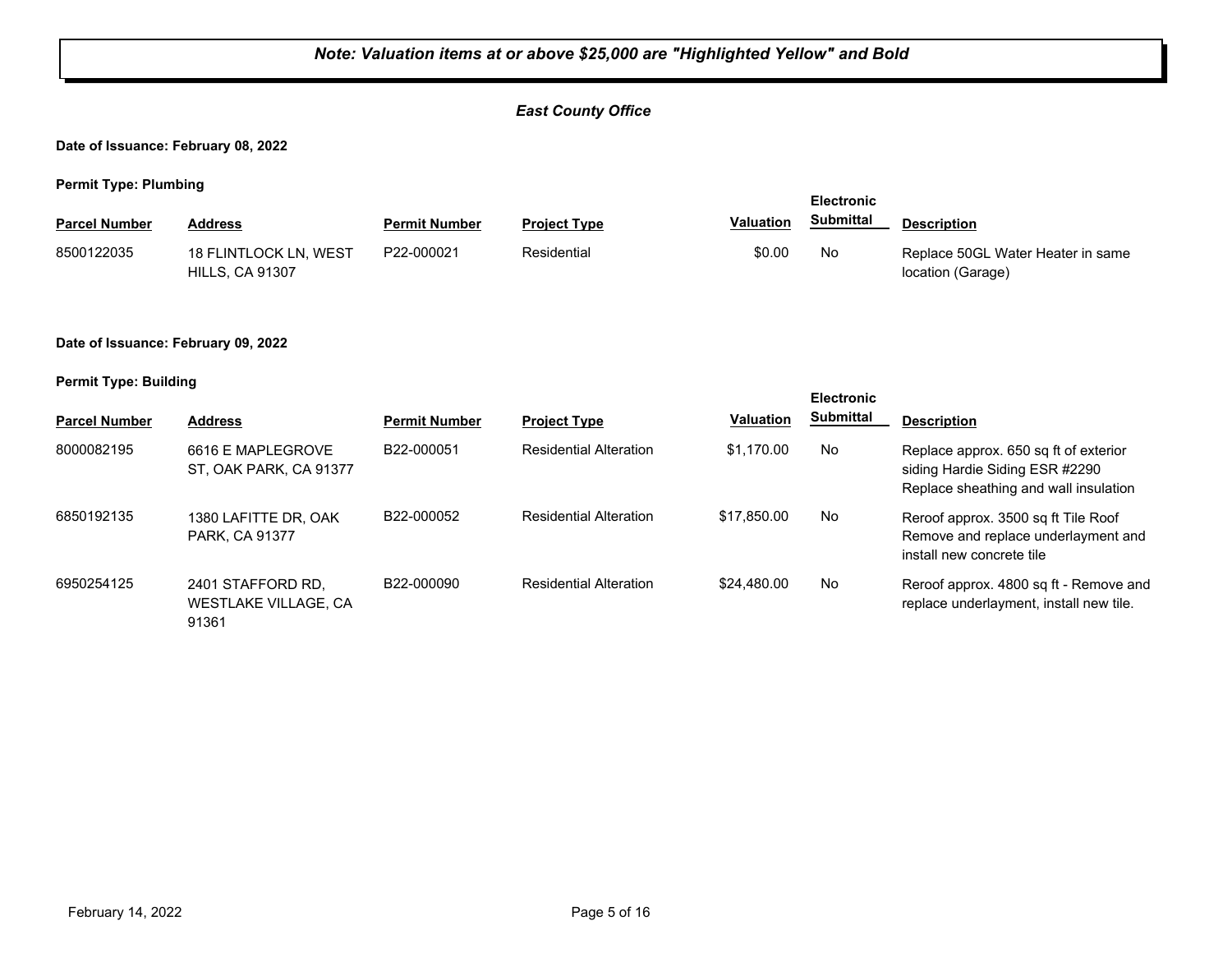***Note: Valuation items at or above $25,000 are "Highlighted Yellow" and Bold***

***East County Office***

**Date of Issuance: February 08, 2022**

**Permit Type: Plumbing**

| Parcel Number | Address | Permit Number | Project Type | Valuation | Electronic Submittal | Description |
|---|---|---|---|---|---|---|
| 8500122035 | 18 FLINTLOCK LN, WEST HILLS, CA 91307 | P22-000021 | Residential | $0.00 | No | Replace 50GL Water Heater in same location (Garage) |

**Date of Issuance: February 09, 2022**

**Permit Type: Building**

| Parcel Number | Address | Permit Number | Project Type | Valuation | Electronic Submittal | Description |
|---|---|---|---|---|---|---|
| 8000082195 | 6616 E MAPLEGROVE ST, OAK PARK, CA 91377 | B22-000051 | Residential Alteration | $1,170.00 | No | Replace approx. 650 sq ft of exterior siding Hardie Siding ESR #2290 Replace sheathing and wall insulation |
| 6850192135 | 1380 LAFITTE DR, OAK PARK, CA 91377 | B22-000052 | Residential Alteration | $17,850.00 | No | Reroof approx. 3500 sq ft Tile Roof Remove and replace underlayment and install new concrete tile |
| 6950254125 | 2401 STAFFORD RD, WESTLAKE VILLAGE, CA 91361 | B22-000090 | Residential Alteration | $24,480.00 | No | Reroof approx. 4800 sq ft - Remove and replace underlayment, install new tile. |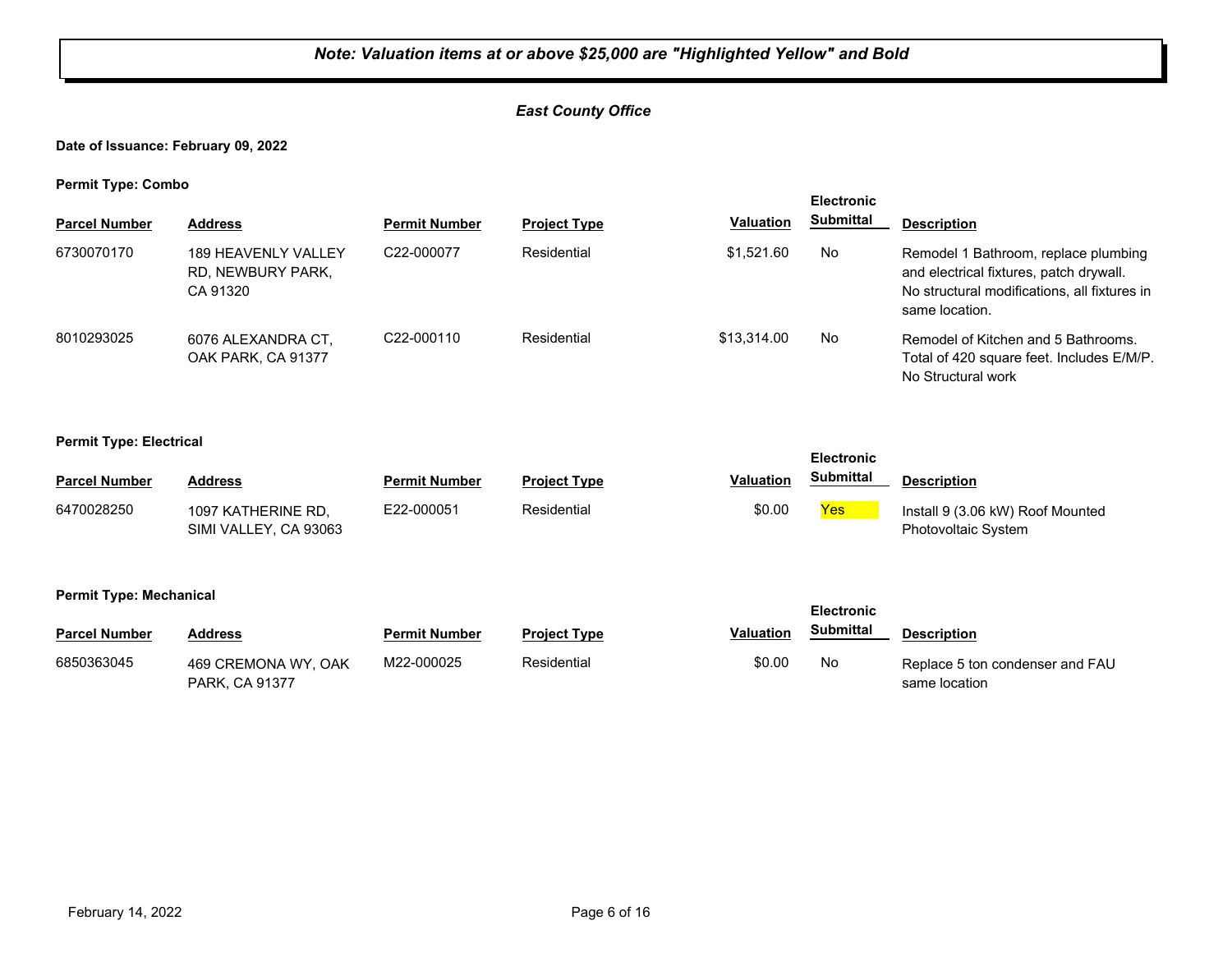***Note: Valuation items at or above $25,000 are "Highlighted Yellow" and Bold***

***East County Office***

**Date of Issuance: February 09, 2022**

**Permit Type: Combo**

| Parcel Number | Address | Permit Number | Project Type | Valuation | Electronic Submittal | Description |
|---|---|---|---|---|---|---|
| 6730070170 | 189 HEAVENLY VALLEY RD, NEWBURY PARK, CA 91320 | C22-000077 | Residential | $1,521.60 | No | Remodel 1 Bathroom, replace plumbing and electrical fixtures, patch drywall. No structural modifications, all fixtures in same location. |
| 8010293025 | 6076 ALEXANDRA CT, OAK PARK, CA 91377 | C22-000110 | Residential | $13,314.00 | No | Remodel of Kitchen and 5 Bathrooms. Total of 420 square feet. Includes E/M/P. No Structural work |

**Permit Type: Electrical**

| Parcel Number | Address | Permit Number | Project Type | Valuation | Electronic Submittal | Description |
|---|---|---|---|---|---|---|
| 6470028250 | 1097 KATHERINE RD, SIMI VALLEY, CA 93063 | E22-000051 | Residential | $0.00 | Yes | Install 9 (3.06 kW) Roof Mounted Photovoltaic System |

**Permit Type: Mechanical**

| Parcel Number | Address | Permit Number | Project Type | Valuation | Electronic Submittal | Description |
|---|---|---|---|---|---|---|
| 6850363045 | 469 CREMONA WY, OAK PARK, CA 91377 | M22-000025 | Residential | $0.00 | No | Replace 5 ton condenser and FAU same location |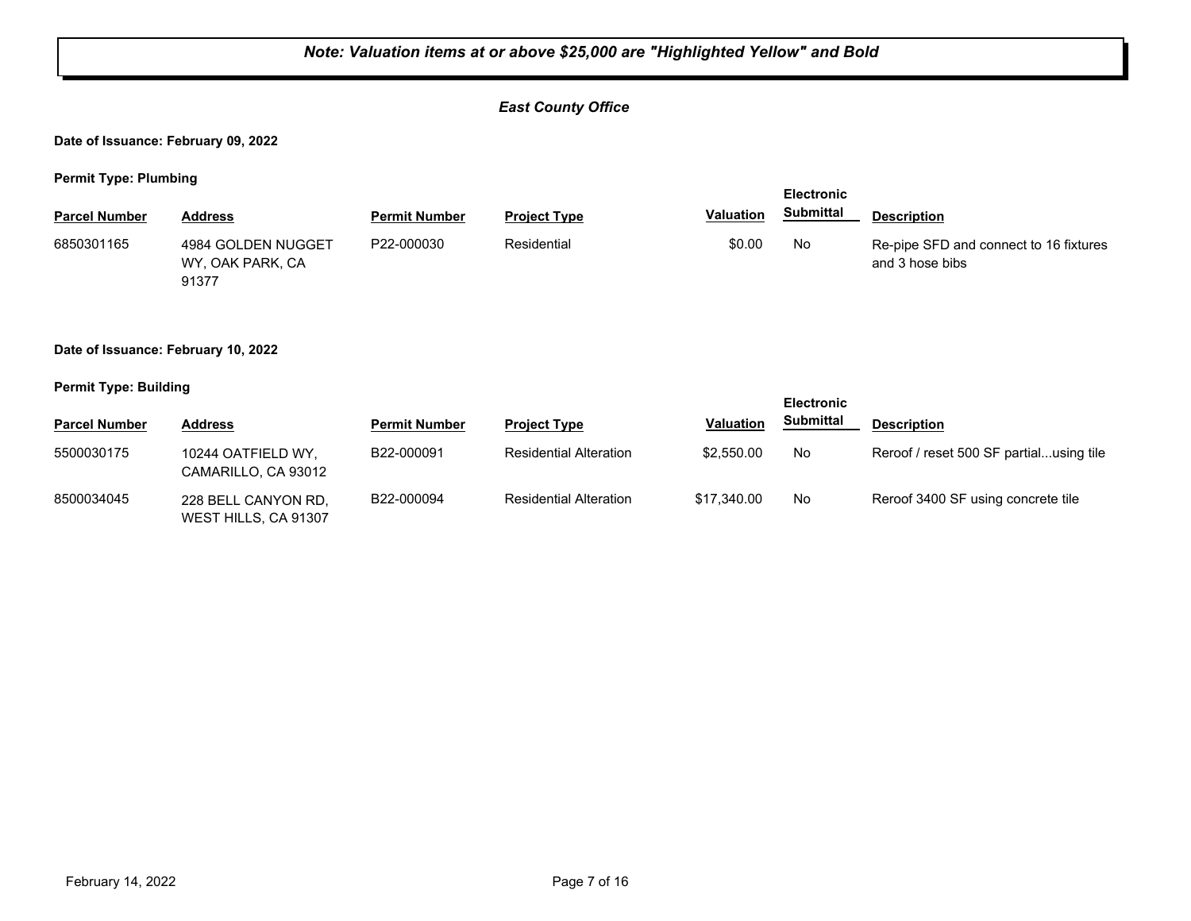***Note: Valuation items at or above $25,000 are "Highlighted Yellow" and Bold***

***East County Office***

**Date of Issuance: February 09, 2022**

**Permit Type: Plumbing**

| Parcel Number | Address | Permit Number | Project Type | Valuation | Electronic Submittal | Description |
|---|---|---|---|---|---|---|
| 6850301165 | 4984 GOLDEN NUGGET WY, OAK PARK, CA 91377 | P22-000030 | Residential | $0.00 | No | Re-pipe SFD and connect to 16 fixtures and 3 hose bibs |

**Date of Issuance: February 10, 2022**

**Permit Type: Building**

| Parcel Number | Address | Permit Number | Project Type | Valuation | Electronic Submittal | Description |
|---|---|---|---|---|---|---|
| 5500030175 | 10244 OATFIELD WY, CAMARILLO, CA 93012 | B22-000091 | Residential Alteration | $2,550.00 | No | Reroof / reset 500 SF partial...using tile |
| 8500034045 | 228 BELL CANYON RD, WEST HILLS, CA 91307 | B22-000094 | Residential Alteration | $17,340.00 | No | Reroof 3400 SF using concrete tile |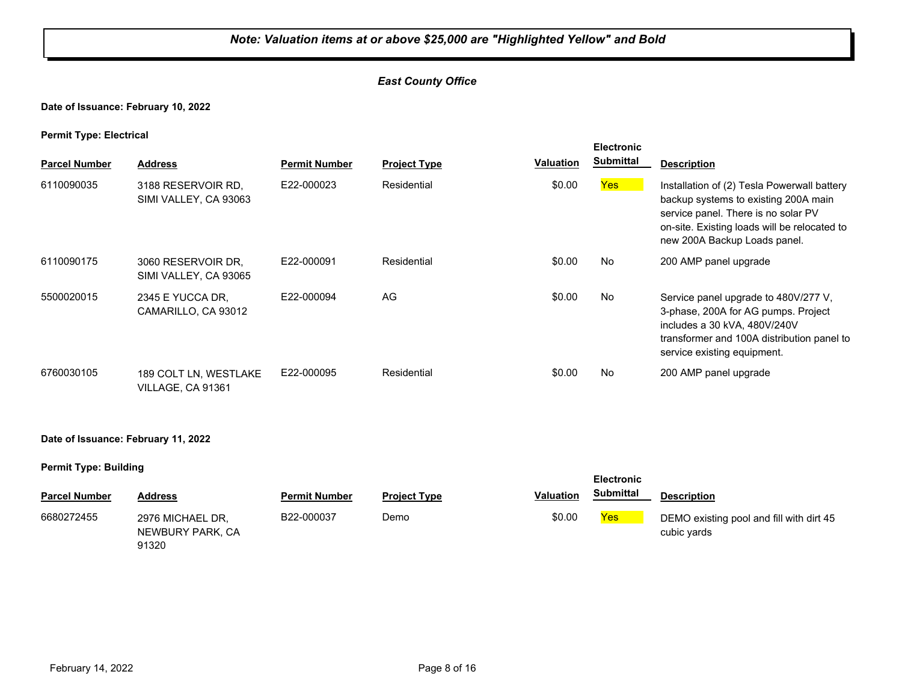***Note: Valuation items at or above $25,000 are "Highlighted Yellow" and Bold***

*East County Office*

**Date of Issuance: February 10, 2022**

**Permit Type: Electrical**

| Parcel Number | Address | Permit Number | Project Type | Valuation | Electronic Submittal | Description |
|---|---|---|---|---|---|---|
| 6110090035 | 3188 RESERVOIR RD, SIMI VALLEY, CA 93063 | E22-000023 | Residential | $0.00 | Yes | Installation of (2) Tesla Powerwall battery backup systems to existing 200A main service panel. There is no solar PV on-site. Existing loads will be relocated to new 200A Backup Loads panel. |
| 6110090175 | 3060 RESERVOIR DR, SIMI VALLEY, CA 93065 | E22-000091 | Residential | $0.00 | No | 200 AMP panel upgrade |
| 5500020015 | 2345 E YUCCA DR, CAMARILLO, CA 93012 | E22-000094 | AG | $0.00 | No | Service panel upgrade to 480V/277 V, 3-phase, 200A for AG pumps. Project includes a 30 kVA, 480V/240V transformer and 100A distribution panel to service existing equipment. |
| 6760030105 | 189 COLT LN, WESTLAKE VILLAGE, CA 91361 | E22-000095 | Residential | $0.00 | No | 200 AMP panel upgrade |

**Date of Issuance: February 11, 2022**

**Permit Type: Building**

| Parcel Number | Address | Permit Number | Project Type | Valuation | Electronic Submittal | Description |
|---|---|---|---|---|---|---|
| 6680272455 | 2976 MICHAEL DR, NEWBURY PARK, CA 91320 | B22-000037 | Demo | $0.00 | Yes | DEMO existing pool and fill with dirt 45 cubic yards |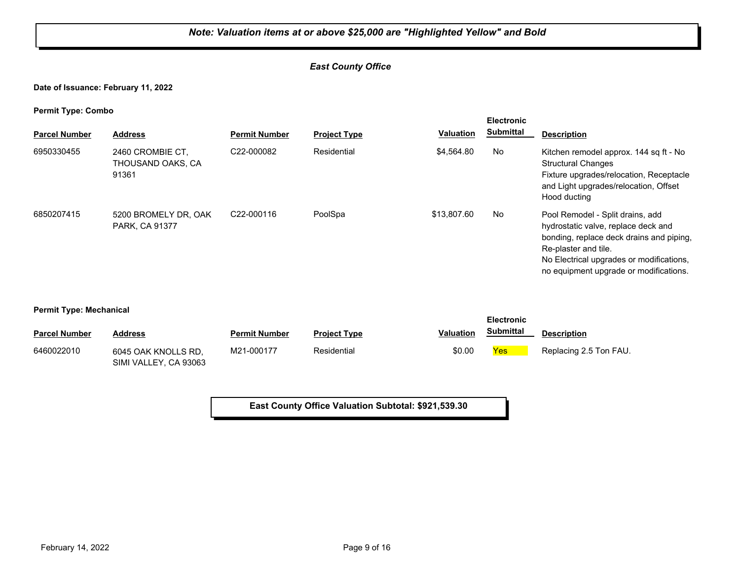***Note: Valuation items at or above $25,000 are "Highlighted Yellow" and Bold***

## *East County Office*

**Date of Issuance: February 11, 2022**

**Permit Type: Combo**

| Parcel Number | Address | Permit Number | Project Type | Valuation | Electronic Submittal | Description |
|---|---|---|---|---|---|---|
| 6950330455 | 2460 CROMBIE CT, THOUSAND OAKS, CA 91361 | C22-000082 | Residential | $4,564.80 | No | Kitchen remodel approx. 144 sq ft - No Structural Changes<br>Fixture upgrades/relocation, Receptacle and Light upgrades/relocation, Offset Hood ducting |
| 6850207415 | 5200 BROMELY DR, OAK PARK, CA 91377 | C22-000116 | PoolSpa | $13,807.60 | No | Pool Remodel - Split drains, add hydrostatic valve, replace deck and bonding, replace deck drains and piping, Re-plaster and tile.<br>No Electrical upgrades or modifications, no equipment upgrade or modifications. |

**Permit Type: Mechanical**

| Parcel Number | Address | Permit Number | Project Type | Valuation | Electronic Submittal | Description |
|---|---|---|---|---|---|---|
| 6460022010 | 6045 OAK KNOLLS RD, SIMI VALLEY, CA 93063 | M21-000177 | Residential | $0.00 | Yes | Replacing 2.5 Ton FAU. |

**East County Office Valuation Subtotal: $921,539.30**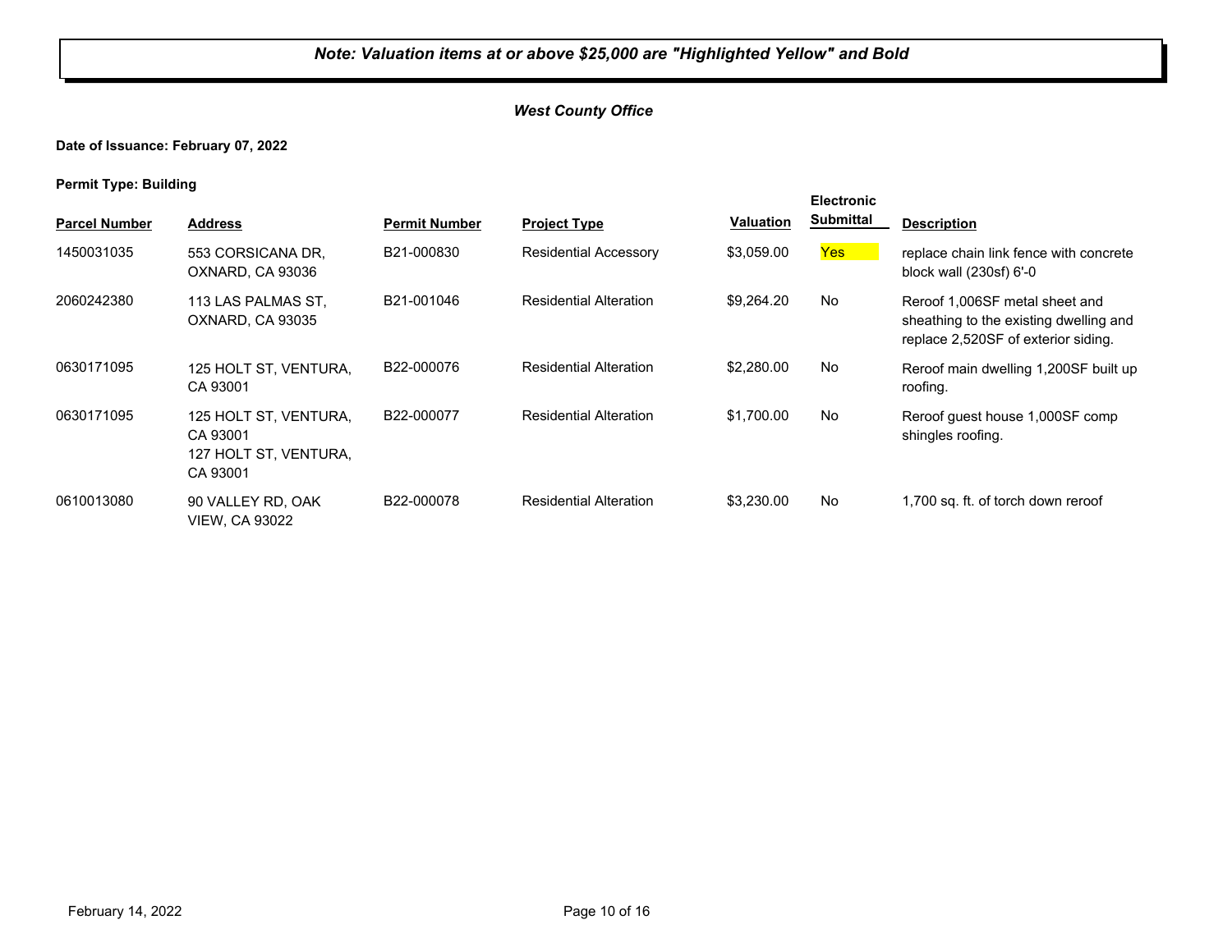***Note: Valuation items at or above $25,000 are "Highlighted Yellow" and Bold***

***West County Office***

**Date of Issuance: February 07, 2022**

**Permit Type: Building**

| Parcel Number | Address | Permit Number | Project Type | Valuation | Electronic Submittal | Description |
|---|---|---|---|---|---|---|
| 1450031035 | 553 CORSICANA DR, OXNARD, CA 93036 | B21-000830 | Residential Accessory | $3,059.00 | Yes | replace chain link fence with concrete block wall (230sf) 6'-0 |
| 2060242380 | 113 LAS PALMAS ST, OXNARD, CA 93035 | B21-001046 | Residential Alteration | $9,264.20 | No | Reroof 1,006SF metal sheet and sheathing to the existing dwelling and replace 2,520SF of exterior siding. |
| 0630171095 | 125 HOLT ST, VENTURA, CA 93001 | B22-000076 | Residential Alteration | $2,280.00 | No | Reroof main dwelling 1,200SF built up roofing. |
| 0630171095 | 125 HOLT ST, VENTURA, CA 93001<br>127 HOLT ST, VENTURA, CA 93001 | B22-000077 | Residential Alteration | $1,700.00 | No | Reroof guest house 1,000SF comp shingles roofing. |
| 0610013080 | 90 VALLEY RD, OAK VIEW, CA 93022 | B22-000078 | Residential Alteration | $3,230.00 | No | 1,700 sq. ft. of torch down reroof |

February 14, 2022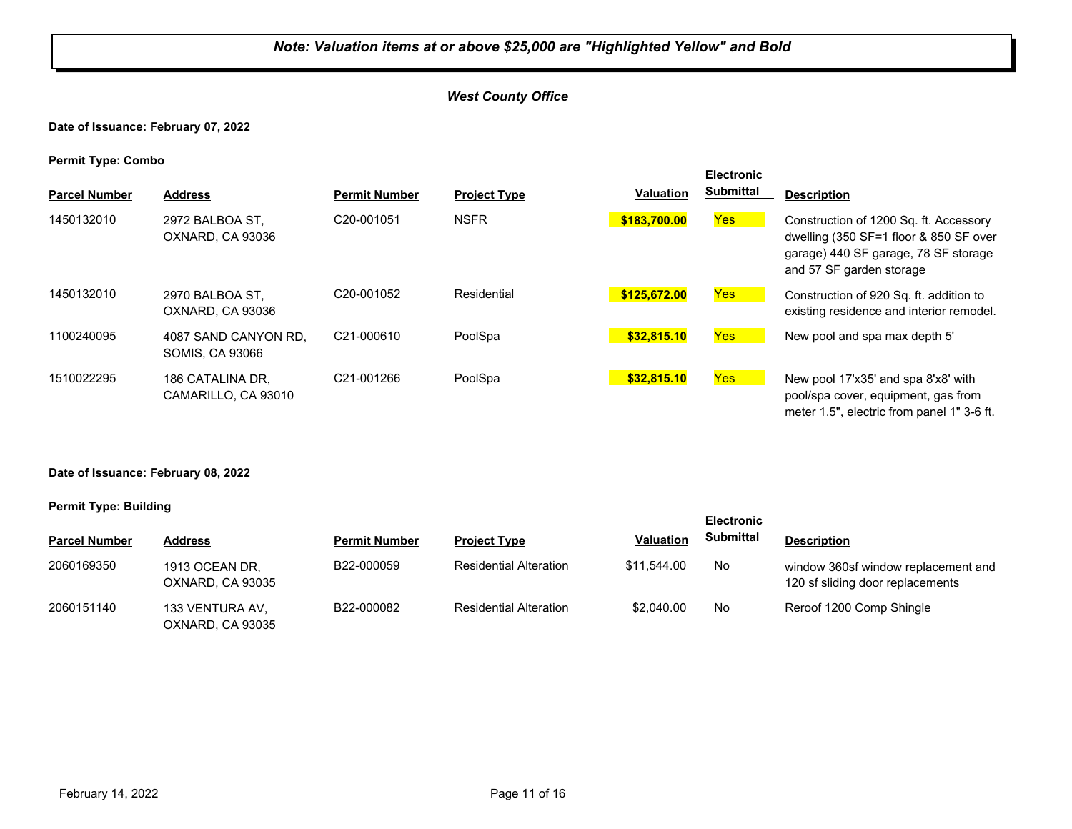***Note: Valuation items at or above $25,000 are "Highlighted Yellow" and Bold***

***West County Office***

**Date of Issuance: February 07, 2022**

**Permit Type: Combo**

| Parcel Number | Address | Permit Number | Project Type | Valuation | Electronic Submittal | Description |
|---|---|---|---|---|---|---|
| 1450132010 | 2972 BALBOA ST, OXNARD, CA 93036 | C20-001051 | NSFR | **$183,700.00** | Yes | Construction of 1200 Sq. ft. Accessory dwelling (350 SF=1 floor & 850 SF over garage) 440 SF garage, 78 SF storage and 57 SF garden storage |
| 1450132010 | 2970 BALBOA ST, OXNARD, CA 93036 | C20-001052 | Residential | **$125,672.00** | Yes | Construction of 920 Sq. ft. addition to existing residence and interior remodel. |
| 1100240095 | 4087 SAND CANYON RD, SOMIS, CA 93066 | C21-000610 | PoolSpa | **$32,815.10** | Yes | New pool and spa max depth 5' |
| 1510022295 | 186 CATALINA DR, CAMARILLO, CA 93010 | C21-001266 | PoolSpa | **$32,815.10** | Yes | New pool 17'x35' and spa 8'x8' with pool/spa cover, equipment, gas from meter 1.5", electric from panel 1" 3-6 ft. |

**Date of Issuance: February 08, 2022**

**Permit Type: Building**

| Parcel Number | Address | Permit Number | Project Type | Valuation | Electronic Submittal | Description |
|---|---|---|---|---|---|---|
| 2060169350 | 1913 OCEAN DR, OXNARD, CA 93035 | B22-000059 | Residential Alteration | $11,544.00 | No | window 360sf window replacement and 120 sf sliding door replacements |
| 2060151140 | 133 VENTURA AV, OXNARD, CA 93035 | B22-000082 | Residential Alteration | $2,040.00 | No | Reroof 1200 Comp Shingle |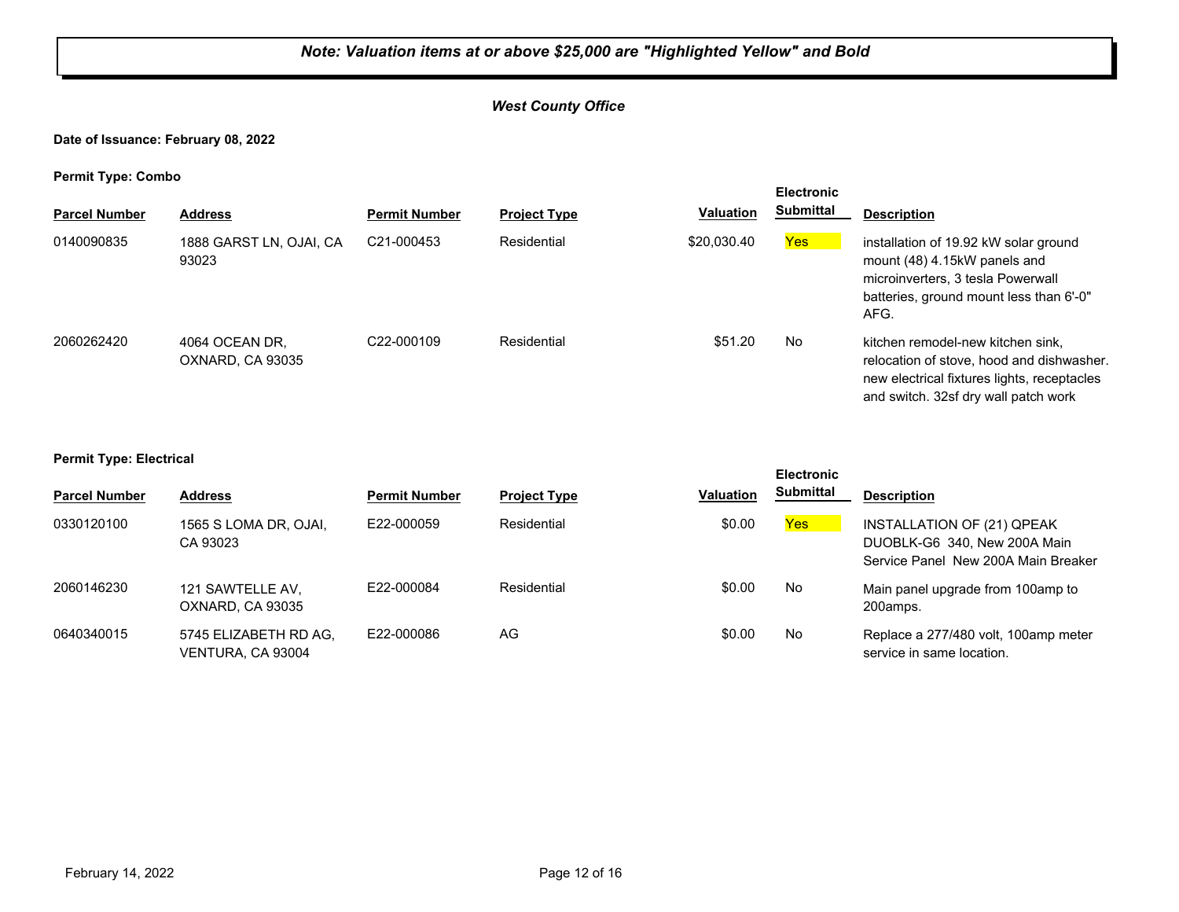***Note: Valuation items at or above $25,000 are "Highlighted Yellow" and Bold***

***West County Office***

**Date of Issuance: February 08, 2022**

**Permit Type: Combo**

| Parcel Number | Address | Permit Number | Project Type | Valuation | Electronic Submittal | Description |
|---|---|---|---|---|---|---|
| 0140090835 | 1888 GARST LN, OJAI, CA 93023 | C21-000453 | Residential | $20,030.40 | Yes | installation of 19.92 kW solar ground mount (48) 4.15kW panels and microinverters, 3 tesla Powerwall batteries, ground mount less than 6'-0" AFG. |
| 2060262420 | 4064 OCEAN DR, OXNARD, CA 93035 | C22-000109 | Residential | $51.20 | No | kitchen remodel-new kitchen sink, relocation of stove, hood and dishwasher. new electrical fixtures lights, receptacles and switch. 32sf dry wall patch work |

**Permit Type: Electrical**

| Parcel Number | Address | Permit Number | Project Type | Valuation | Electronic Submittal | Description |
|---|---|---|---|---|---|---|
| 0330120100 | 1565 S LOMA DR, OJAI, CA 93023 | E22-000059 | Residential | $0.00 | Yes | INSTALLATION OF (21) QPEAK DUOBLK-G6 340, New 200A Main Service Panel New 200A Main Breaker |
| 2060146230 | 121 SAWTELLE AV, OXNARD, CA 93035 | E22-000084 | Residential | $0.00 | No | Main panel upgrade from 100amp to 200amps. |
| 0640340015 | 5745 ELIZABETH RD AG, VENTURA, CA 93004 | E22-000086 | AG | $0.00 | No | Replace a 277/480 volt, 100amp meter service in same location. |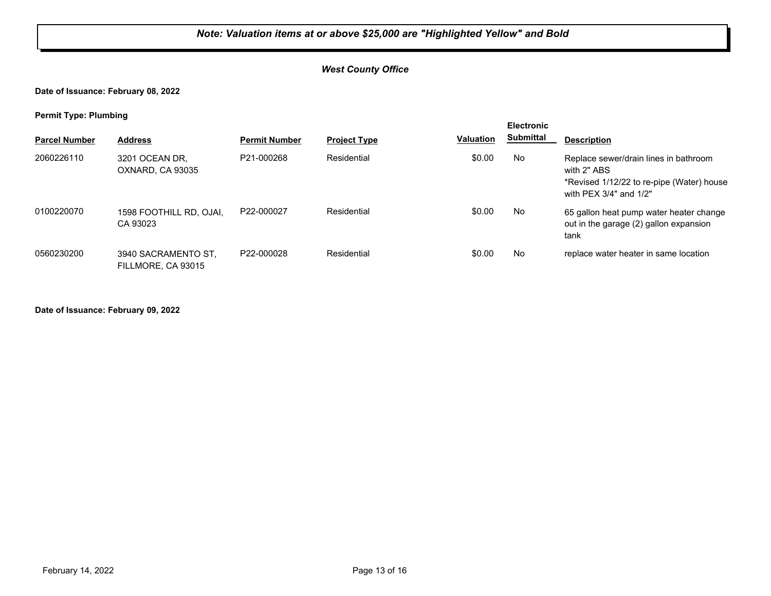**_Note: Valuation items at or above $25,000 are "Highlighted Yellow" and Bold_**

***West County Office***

**Date of Issuance: February 08, 2022**

**Permit Type: Plumbing**

| Parcel Number | Address | Permit Number | Project Type | Valuation | Electronic Submittal | Description |
|---|---|---|---|---|---|---|
| 2060226110 | 3201 OCEAN DR, OXNARD, CA 93035 | P21-000268 | Residential | $0.00 | No | Replace sewer/drain lines in bathroom with 2" ABS *Revised 1/12/22 to re-pipe (Water) house with PEX 3/4" and 1/2" |
| 0100220070 | 1598 FOOTHILL RD, OJAI, CA 93023 | P22-000027 | Residential | $0.00 | No | 65 gallon heat pump water heater change out in the garage (2) gallon expansion tank |
| 0560230200 | 3940 SACRAMENTO ST, FILLMORE, CA 93015 | P22-000028 | Residential | $0.00 | No | replace water heater in same location |

**Date of Issuance: February 09, 2022**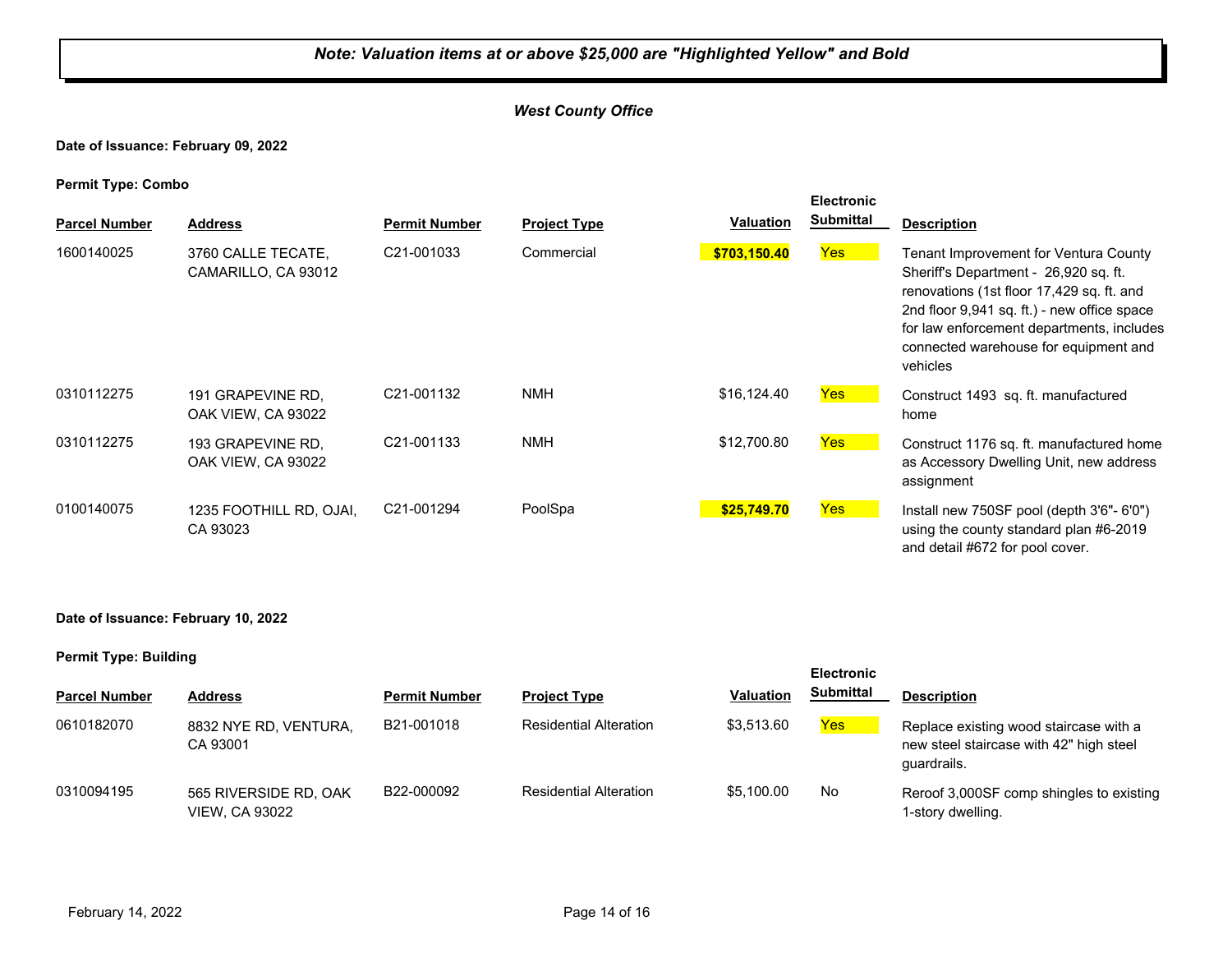***Note: Valuation items at or above $25,000 are "Highlighted Yellow" and Bold***

***West County Office***

**Date of Issuance: February 09, 2022**

**Permit Type: Combo**

| Parcel Number | Address | Permit Number | Project Type | Valuation | Electronic Submittal | Description |
|---|---|---|---|---|---|---|
| 1600140025 | 3760 CALLE TECATE, CAMARILLO, CA 93012 | C21-001033 | Commercial | **$703,150.40** | Yes | Tenant Improvement for Ventura County Sheriff's Department - 26,920 sq. ft. renovations (1st floor 17,429 sq. ft. and 2nd floor 9,941 sq. ft.) - new office space for law enforcement departments, includes connected warehouse for equipment and vehicles |
| 0310112275 | 191 GRAPEVINE RD, OAK VIEW, CA 93022 | C21-001132 | NMH | $16,124.40 | Yes | Construct 1493 sq. ft. manufactured home |
| 0310112275 | 193 GRAPEVINE RD, OAK VIEW, CA 93022 | C21-001133 | NMH | $12,700.80 | Yes | Construct 1176 sq. ft. manufactured home as Accessory Dwelling Unit, new address assignment |
| 0100140075 | 1235 FOOTHILL RD, OJAI, CA 93023 | C21-001294 | PoolSpa | **$25,749.70** | Yes | Install new 750SF pool (depth 3'6"- 6'0") using the county standard plan #6-2019 and detail #672 for pool cover. |

**Date of Issuance: February 10, 2022**

**Permit Type: Building**

| Parcel Number | Address | Permit Number | Project Type | Valuation | Electronic Submittal | Description |
|---|---|---|---|---|---|---|
| 0610182070 | 8832 NYE RD, VENTURA, CA 93001 | B21-001018 | Residential Alteration | $3,513.60 | Yes | Replace existing wood staircase with a new steel staircase with 42" high steel guardrails. |
| 0310094195 | 565 RIVERSIDE RD, OAK VIEW, CA 93022 | B22-000092 | Residential Alteration | $5,100.00 | No | Reroof 3,000SF comp shingles to existing 1-story dwelling. |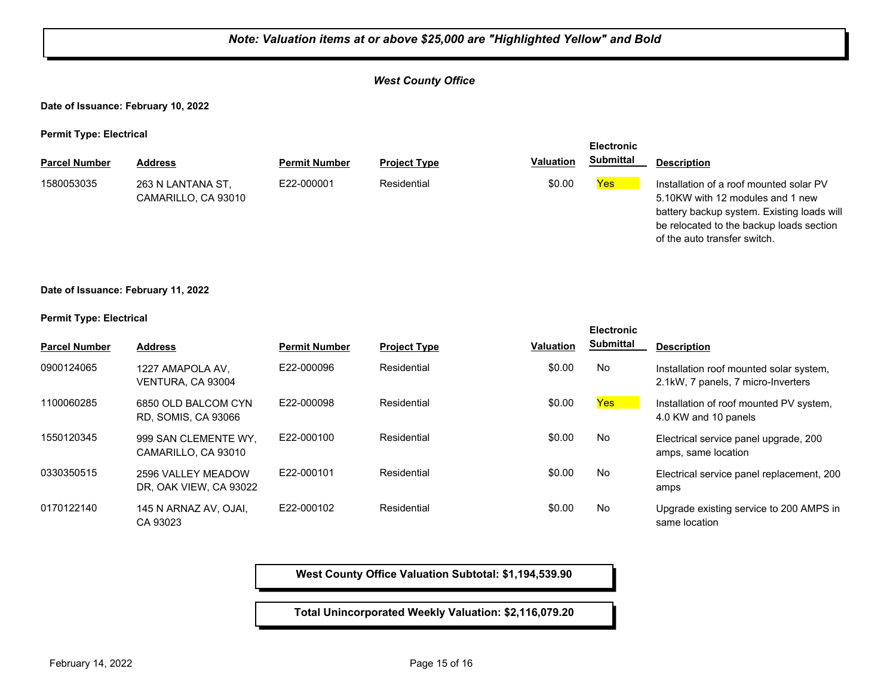***Note: Valuation items at or above $25,000 are "Highlighted Yellow" and Bold***

***West County Office***

**Date of Issuance: February 10, 2022**

**Permit Type: Electrical**

| Parcel Number | Address | Permit Number | Project Type | Valuation | Electronic Submittal | Description |
|---|---|---|---|---|---|---|
| 1580053035 | 263 N LANTANA ST, CAMARILLO, CA 93010 | E22-000001 | Residential | $0.00 | Yes | Installation of a roof mounted solar PV 5.10KW with 12 modules and 1 new battery backup system. Existing loads will be relocated to the backup loads section of the auto transfer switch. |

**Date of Issuance: February 11, 2022**

**Permit Type: Electrical**

| Parcel Number | Address | Permit Number | Project Type | Valuation | Electronic Submittal | Description |
|---|---|---|---|---|---|---|
| 0900124065 | 1227 AMAPOLA AV, VENTURA, CA 93004 | E22-000096 | Residential | $0.00 | No | Installation roof mounted solar system, 2.1kW, 7 panels, 7 micro-Inverters |
| 1100060285 | 6850 OLD BALCOM CYN RD, SOMIS, CA 93066 | E22-000098 | Residential | $0.00 | Yes | Installation of roof mounted PV system, 4.0 KW and 10 panels |
| 1550120345 | 999 SAN CLEMENTE WY, CAMARILLO, CA 93010 | E22-000100 | Residential | $0.00 | No | Electrical service panel upgrade, 200 amps, same location |
| 0330350515 | 2596 VALLEY MEADOW DR, OAK VIEW, CA 93022 | E22-000101 | Residential | $0.00 | No | Electrical service panel replacement, 200 amps |
| 0170122140 | 145 N ARNAZ AV, OJAI, CA 93023 | E22-000102 | Residential | $0.00 | No | Upgrade existing service to 200 AMPS in same location |

**West County Office Valuation Subtotal: $1,194,539.90**

**Total Unincorporated Weekly Valuation: $2,116,079.20**

February 14, 2022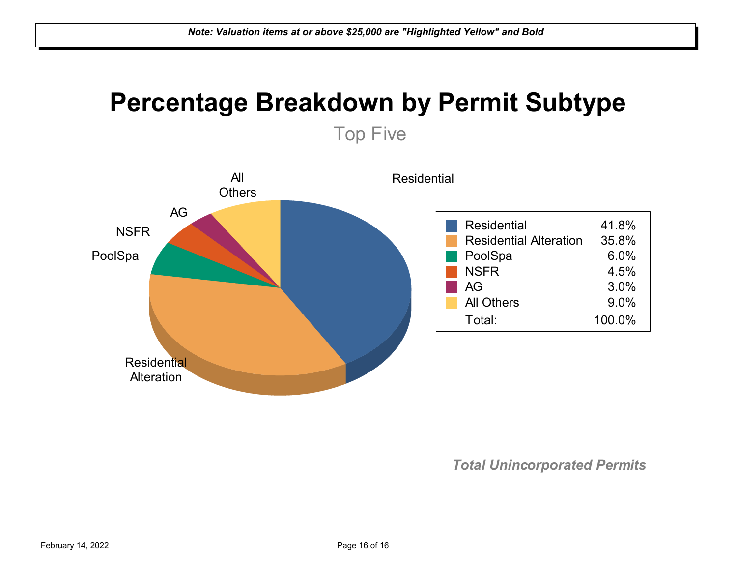***Note: Valuation items at or above $25,000 are "Highlighted Yellow" and Bold***

# Percentage Breakdown by Permit Subtype

Top Five

Residential
All Others
AG
NSFR
PoolSpa
Residential Alteration

Residential 41.8%
Residential Alteration 35.8%
PoolSpa 6.0%
NSFR 4.5%
AG 3.0%
All Others 9.0%
Total: 100.0%

***Total Unincorporated Permits***

February 14, 2022